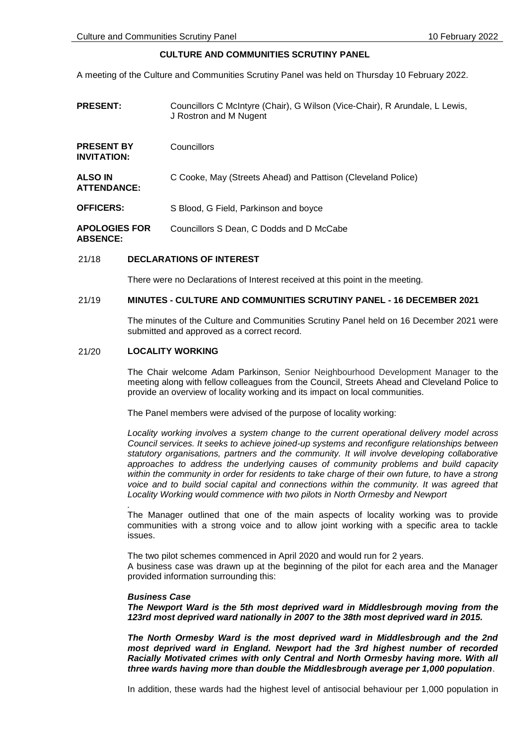**CULTURE AND COMMUNITIES SCRUTINY PANEL**

A meeting of the Culture and Communities Scrutiny Panel was held on Thursday 10 February 2022.

| | |
|---|---|
| **PRESENT:** | Councillors C McIntyre (Chair), G Wilson (Vice-Chair), R Arundale, L Lewis, J Rostron and M Nugent |
| **PRESENT BY INVITATION:** | Councillors |
| **ALSO IN ATTENDANCE:** | C Cooke, May (Streets Ahead) and Pattison (Cleveland Police) |
| **OFFICERS:** | S Blood, G Field, Parkinson and boyce |
| **APOLOGIES FOR ABSENCE:** | Councillors S Dean, C Dodds and D McCabe |

## 21/18 DECLARATIONS OF INTEREST

There were no Declarations of Interest received at this point in the meeting.

## 21/19 MINUTES - CULTURE AND COMMUNITIES SCRUTINY PANEL - 16 DECEMBER 2021

The minutes of the Culture and Communities Scrutiny Panel held on 16 December 2021 were submitted and approved as a correct record.

## 21/20 LOCALITY WORKING

The Chair welcome Adam Parkinson, Senior Neighbourhood Development Manager to the meeting along with fellow colleagues from the Council, Streets Ahead and Cleveland Police to provide an overview of locality working and its impact on local communities.

The Panel members were advised of the purpose of locality working:

*Locality working involves a system change to the current operational delivery model across Council services. It seeks to achieve joined-up systems and reconfigure relationships between statutory organisations, partners and the community. It will involve developing collaborative approaches to address the underlying causes of community problems and build capacity within the community in order for residents to take charge of their own future, to have a strong voice and to build social capital and connections within the community. It was agreed that Locality Working would commence with two pilots in North Ormesby and Newport*

.
The Manager outlined that one of the main aspects of locality working was to provide communities with a strong voice and to allow joint working with a specific area to tackle issues.

The two pilot schemes commenced in April 2020 and would run for 2 years.
A business case was drawn up at the beginning of the pilot for each area and the Manager provided information surrounding this:

***Business Case***
***The Newport Ward is the 5th most deprived ward in Middlesbrough moving from the 123rd most deprived ward nationally in 2007 to the 38th most deprived ward in 2015.***

***The North Ormesby Ward is the most deprived ward in Middlesbrough and the 2nd most deprived ward in England. Newport had the 3rd highest number of recorded Racially Motivated crimes with only Central and North Ormesby having more. With all three wards having more than double the Middlesbrough average per 1,000 population***.

In addition, these wards had the highest level of antisocial behaviour per 1,000 population in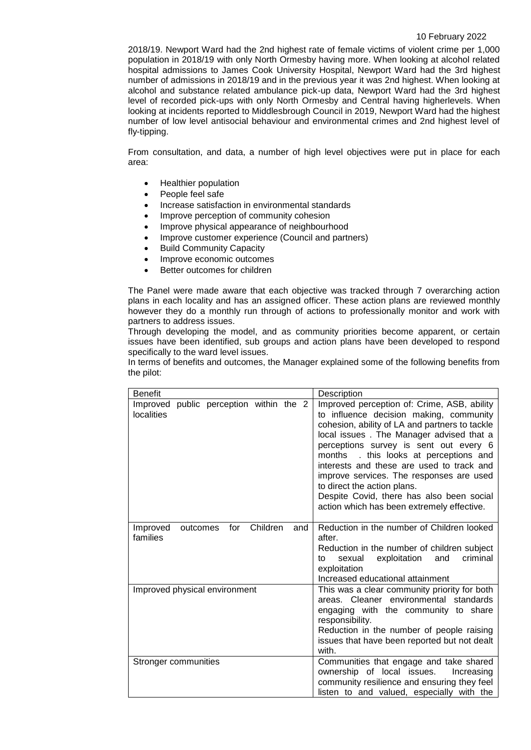2018/19. Newport Ward had the 2nd highest rate of female victims of violent crime per 1,000 population in 2018/19 with only North Ormesby having more. When looking at alcohol related hospital admissions to James Cook University Hospital, Newport Ward had the 3rd highest number of admissions in 2018/19 and in the previous year it was 2nd highest. When looking at alcohol and substance related ambulance pick-up data, Newport Ward had the 3rd highest level of recorded pick-ups with only North Ormesby and Central having higherlevels. When looking at incidents reported to Middlesbrough Council in 2019, Newport Ward had the highest number of low level antisocial behaviour and environmental crimes and 2nd highest level of fly-tipping.

From consultation, and data, a number of high level objectives were put in place for each area:

- Healthier population
- People feel safe
- Increase satisfaction in environmental standards
- Improve perception of community cohesion
- Improve physical appearance of neighbourhood
- Improve customer experience (Council and partners)
- Build Community Capacity
- Improve economic outcomes
- Better outcomes for children

The Panel were made aware that each objective was tracked through 7 overarching action plans in each locality and has an assigned officer. These action plans are reviewed monthly however they do a monthly run through of actions to professionally monitor and work with partners to address issues.

Through developing the model, and as community priorities become apparent, or certain issues have been identified, sub groups and action plans have been developed to respond specifically to the ward level issues.

In terms of benefits and outcomes, the Manager explained some of the following benefits from the pilot:

| Benefit | Description |
| --- | --- |
| Improved public perception within the 2 localities | Improved perception of: Crime, ASB, ability to influence decision making, community cohesion, ability of LA and partners to tackle local issues . The Manager advised that a perceptions survey is sent out every 6 months . this looks at perceptions and interests and these are used to track and improve services. The responses are used to direct the action plans.<br>Despite Covid, there has also been social action which has been extremely effective. |
| Improved outcomes for Children and families | Reduction in the number of Children looked after.<br>Reduction in the number of children subject to sexual exploitation and criminal exploitation<br>Increased educational attainment |
| Improved physical environment | This was a clear community priority for both areas. Cleaner environmental standards engaging with the community to share responsibility.<br>Reduction in the number of people raising issues that have been reported but not dealt with. |
| Stronger communities | Communities that engage and take shared ownership of local issues. Increasing community resilience and ensuring they feel listen to and valued, especially with the |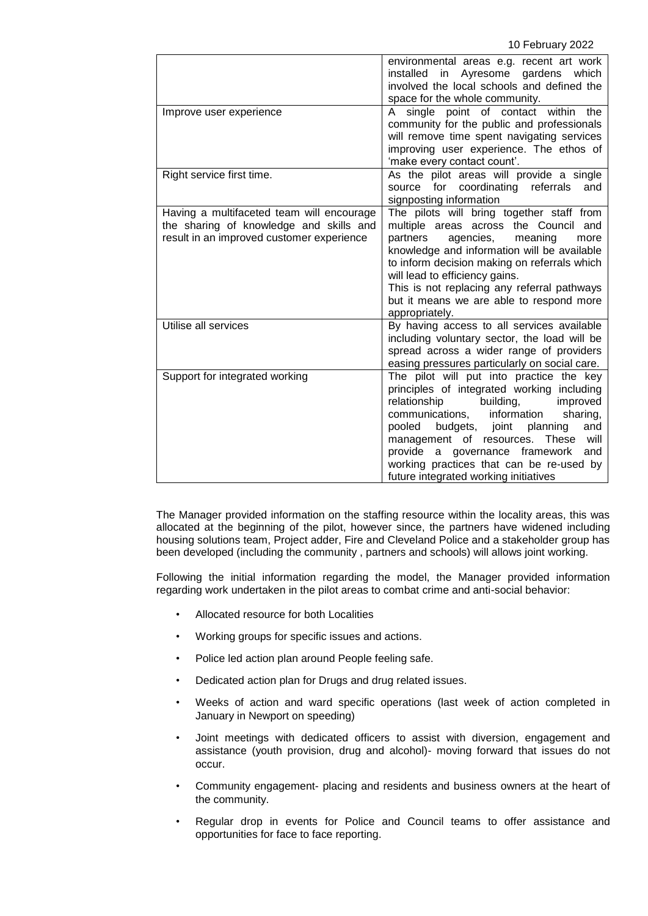| | |
|---|---|
| | environmental areas e.g. recent art work installed in Ayresome gardens which involved the local schools and defined the space for the whole community. |
| Improve user experience | A single point of contact within the community for the public and professionals will remove time spent navigating services improving user experience. The ethos of 'make every contact count'. |
| Right service first time. | As the pilot areas will provide a single source for coordinating referrals and signposting information |
| Having a multifaceted team will encourage the sharing of knowledge and skills and result in an improved customer experience | The pilots will bring together staff from multiple areas across the Council and partners agencies, meaning more knowledge and information will be available to inform decision making on referrals which will lead to efficiency gains.<br>This is not replacing any referral pathways but it means we are able to respond more appropriately. |
| Utilise all services | By having access to all services available including voluntary sector, the load will be spread across a wider range of providers easing pressures particularly on social care. |
| Support for integrated working | The pilot will put into practice the key principles of integrated working including relationship building, improved communications, information sharing, pooled budgets, joint planning and management of resources. These will provide a governance framework and working practices that can be re-used by future integrated working initiatives |

The Manager provided information on the staffing resource within the locality areas, this was allocated at the beginning of the pilot, however since, the partners have widened including housing solutions team, Project adder, Fire and Cleveland Police and a stakeholder group has been developed (including the community , partners and schools) will allows joint working.

Following the initial information regarding the model, the Manager provided information regarding work undertaken in the pilot areas to combat crime and anti-social behavior:

- Allocated resource for both Localities
- Working groups for specific issues and actions.
- Police led action plan around People feeling safe.
- Dedicated action plan for Drugs and drug related issues.
- Weeks of action and ward specific operations (last week of action completed in January in Newport on speeding)
- Joint meetings with dedicated officers to assist with diversion, engagement and assistance (youth provision, drug and alcohol)- moving forward that issues do not occur.
- Community engagement- placing and residents and business owners at the heart of the community.
- Regular drop in events for Police and Council teams to offer assistance and opportunities for face to face reporting.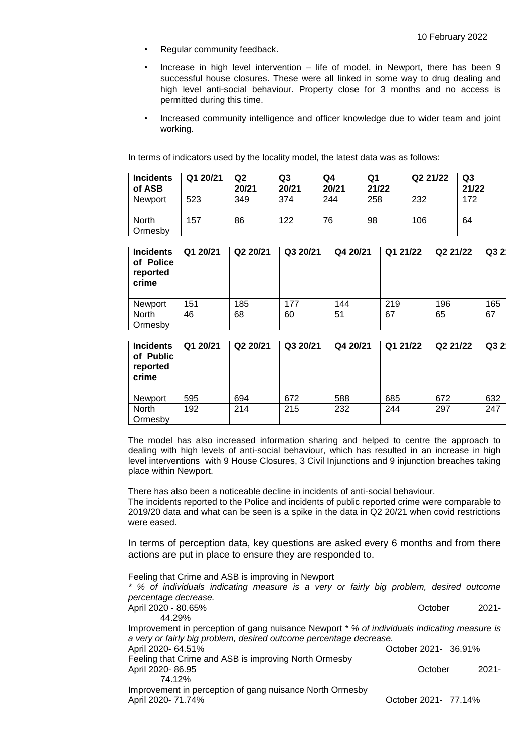- Regular community feedback.
- Increase in high level intervention – life of model, in Newport, there has been 9 successful house closures. These were all linked in some way to drug dealing and high level anti-social behaviour. Property close for 3 months and no access is permitted during this time.
- Increased community intelligence and officer knowledge due to wider team and joint working.

In terms of indicators used by the locality model, the latest data was as follows:

| Incidents of ASB | Q1 20/21 | Q2 20/21 | Q3 20/21 | Q4 20/21 | Q1 21/22 | Q2 21/22 | Q3 21/22 |
|---|---|---|---|---|---|---|---|
| Newport | 523 | 349 | 374 | 244 | 258 | 232 | 172 |
| North Ormesby | 157 | 86 | 122 | 76 | 98 | 106 | 64 |

| Incidents of Police reported crime | Q1 20/21 | Q2 20/21 | Q3 20/21 | Q4 20/21 | Q1 21/22 | Q2 21/22 | Q3 2 |
|---|---|---|---|---|---|---|---|
| Newport | 151 | 185 | 177 | 144 | 219 | 196 | 165 |
| North Ormesby | 46 | 68 | 60 | 51 | 67 | 65 | 67 |

| Incidents of Public reported crime | Q1 20/21 | Q2 20/21 | Q3 20/21 | Q4 20/21 | Q1 21/22 | Q2 21/22 | Q3 2 |
|---|---|---|---|---|---|---|---|
| Newport | 595 | 694 | 672 | 588 | 685 | 672 | 632 |
| North Ormesby | 192 | 214 | 215 | 232 | 244 | 297 | 247 |

The model has also increased information sharing and helped to centre the approach to dealing with high levels of anti-social behaviour, which has resulted in an increase in high level interventions with 9 House Closures, 3 Civil Injunctions and 9 injunction breaches taking place within Newport.

There has also been a noticeable decline in incidents of anti-social behaviour.
The incidents reported to the Police and incidents of public reported crime were comparable to 2019/20 data and what can be seen is a spike in the data in Q2 20/21 when covid restrictions were eased.

In terms of perception data, key questions are asked every 6 months and from there actions are put in place to ensure they are responded to.

Feeling that Crime and ASB is improving in Newport
*\* % of individuals indicating measure is a very or fairly big problem, desired outcome percentage decrease.*
April 2020 - 80.65% October 2021- 44.29%
Improvement in perception of gang nuisance Newport *\* % of individuals indicating measure is a very or fairly big problem, desired outcome percentage decrease.*
April 2020- 64.51% October 2021- 36.91%
Feeling that Crime and ASB is improving North Ormesby
April 2020- 86.95 October 2021- 74.12%
Improvement in perception of gang nuisance North Ormesby
April 2020- 71.74% October 2021- 77.14%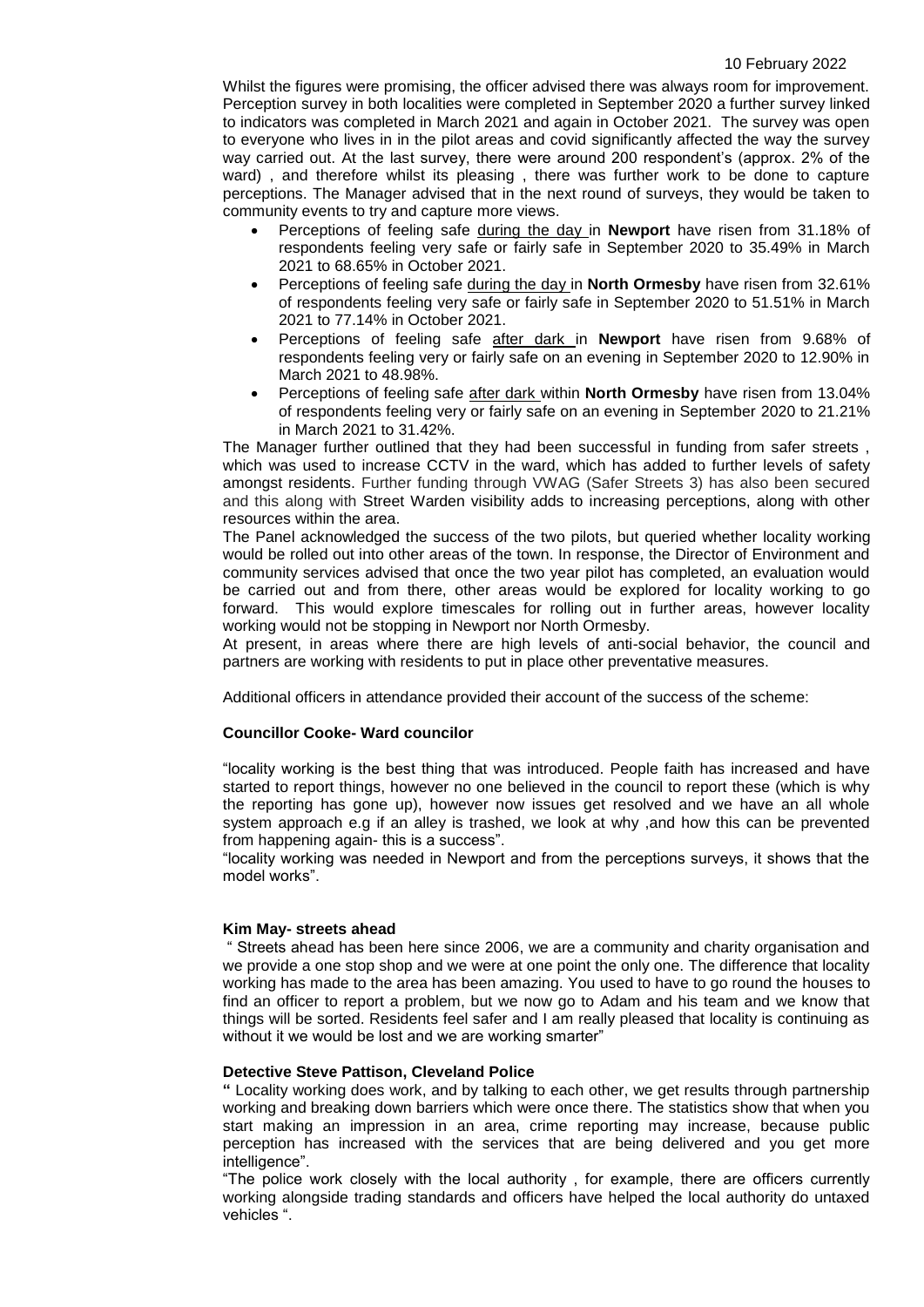Whilst the figures were promising, the officer advised there was always room for improvement. Perception survey in both localities were completed in September 2020 a further survey linked to indicators was completed in March 2021 and again in October 2021. The survey was open to everyone who lives in in the pilot areas and covid significantly affected the way the survey way carried out. At the last survey, there were around 200 respondent's (approx. 2% of the ward) , and therefore whilst its pleasing , there was further work to be done to capture perceptions. The Manager advised that in the next round of surveys, they would be taken to community events to try and capture more views.

- Perceptions of feeling safe during the day in **Newport** have risen from 31.18% of respondents feeling very safe or fairly safe in September 2020 to 35.49% in March 2021 to 68.65% in October 2021.
- Perceptions of feeling safe during the day in **North Ormesby** have risen from 32.61% of respondents feeling very safe or fairly safe in September 2020 to 51.51% in March 2021 to 77.14% in October 2021.
- Perceptions of feeling safe after dark in **Newport** have risen from 9.68% of respondents feeling very or fairly safe on an evening in September 2020 to 12.90% in March 2021 to 48.98%.
- Perceptions of feeling safe after dark within **North Ormesby** have risen from 13.04% of respondents feeling very or fairly safe on an evening in September 2020 to 21.21% in March 2021 to 31.42%.

The Manager further outlined that they had been successful in funding from safer streets , which was used to increase CCTV in the ward, which has added to further levels of safety amongst residents. Further funding through VWAG (Safer Streets 3) has also been secured and this along with Street Warden visibility adds to increasing perceptions, along with other resources within the area.

The Panel acknowledged the success of the two pilots, but queried whether locality working would be rolled out into other areas of the town. In response, the Director of Environment and community services advised that once the two year pilot has completed, an evaluation would be carried out and from there, other areas would be explored for locality working to go forward. This would explore timescales for rolling out in further areas, however locality working would not be stopping in Newport nor North Ormesby.

At present, in areas where there are high levels of anti-social behavior, the council and partners are working with residents to put in place other preventative measures.

Additional officers in attendance provided their account of the success of the scheme:

**Councillor Cooke- Ward councilor**

"locality working is the best thing that was introduced. People faith has increased and have started to report things, however no one believed in the council to report these (which is why the reporting has gone up), however now issues get resolved and we have an all whole system approach e.g if an alley is trashed, we look at why ,and how this can be prevented from happening again- this is a success".

"locality working was needed in Newport and from the perceptions surveys, it shows that the model works".

**Kim May- streets ahead**

" Streets ahead has been here since 2006, we are a community and charity organisation and we provide a one stop shop and we were at one point the only one. The difference that locality working has made to the area has been amazing. You used to have to go round the houses to find an officer to report a problem, but we now go to Adam and his team and we know that things will be sorted. Residents feel safer and I am really pleased that locality is continuing as without it we would be lost and we are working smarter"

**Detective Steve Pattison, Cleveland Police**

**"** Locality working does work, and by talking to each other, we get results through partnership working and breaking down barriers which were once there. The statistics show that when you start making an impression in an area, crime reporting may increase, because public perception has increased with the services that are being delivered and you get more intelligence".

"The police work closely with the local authority , for example, there are officers currently working alongside trading standards and officers have helped the local authority do untaxed vehicles ".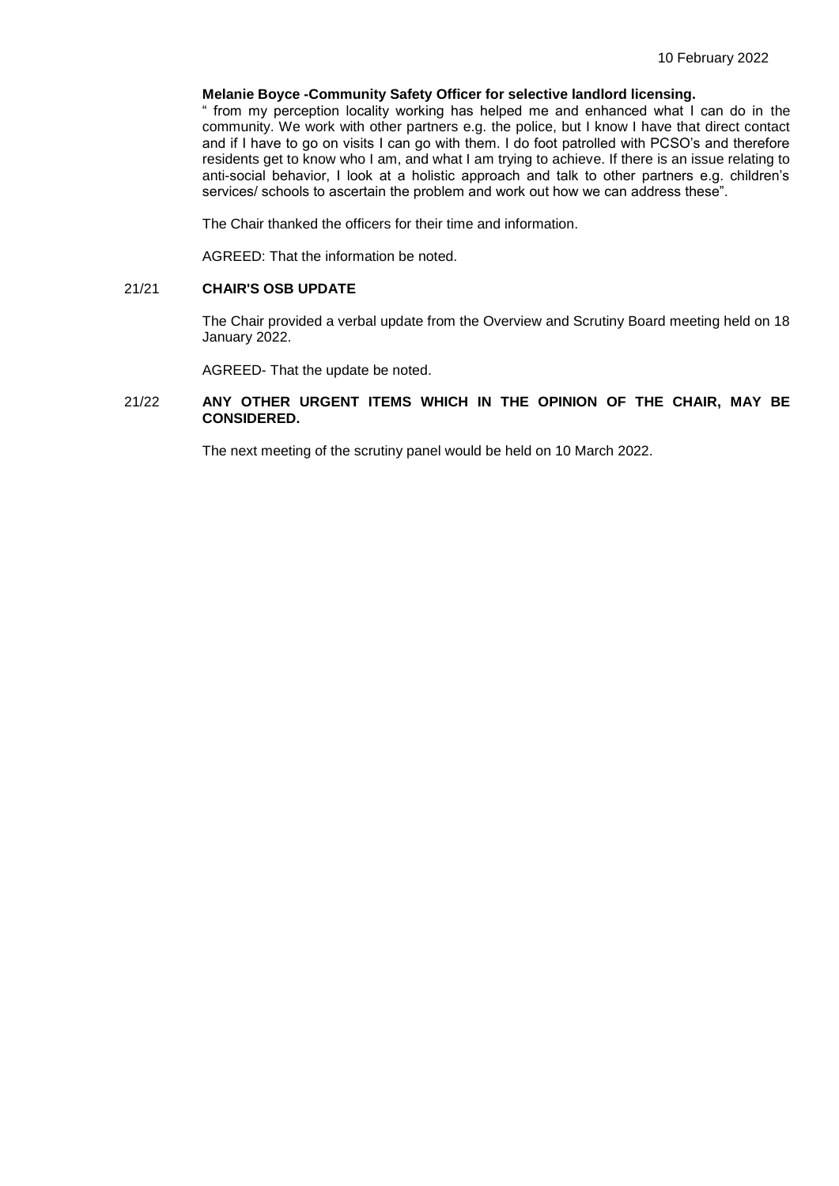**Melanie Boyce -Community Safety Officer for selective landlord licensing.**

" from my perception locality working has helped me and enhanced what I can do in the community. We work with other partners e.g. the police, but I know I have that direct contact and if I have to go on visits I can go with them. I do foot patrolled with PCSO's and therefore residents get to know who I am, and what I am trying to achieve. If there is an issue relating to anti-social behavior, I look at a holistic approach and talk to other partners e.g. children's services/ schools to ascertain the problem and work out how we can address these".

The Chair thanked the officers for their time and information.

AGREED: That the information be noted.

21/21 **CHAIR'S OSB UPDATE**

The Chair provided a verbal update from the Overview and Scrutiny Board meeting held on 18 January 2022.

AGREED- That the update be noted.

21/22 **ANY OTHER URGENT ITEMS WHICH IN THE OPINION OF THE CHAIR, MAY BE CONSIDERED.**

The next meeting of the scrutiny panel would be held on 10 March 2022.